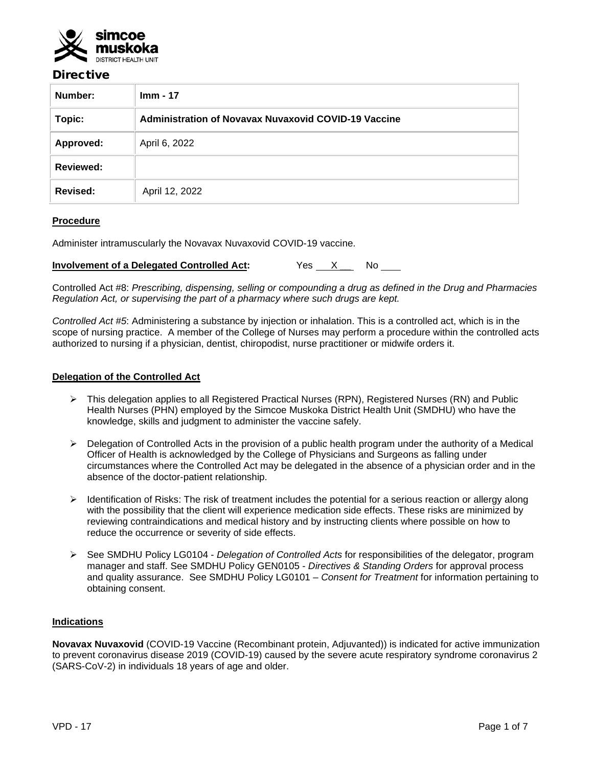# Directive

| Number: | Imm - 17 |
|---|---|
| Topic: | Administration of Novavax Nuvaxovid COVID-19 Vaccine |
| Approved: | April 6, 2022 |
| Reviewed: | |
| Revised: | April 12, 2022 |

## Procedure

Administer intramuscularly the Novavax Nuvaxovid COVID-19 vaccine.

**Involvement of a Delegated Controlled Act:** Yes \_\_X\_\_ No \_\_\_\_

Controlled Act #8: *Prescribing, dispensing, selling or compounding a drug as defined in the Drug and Pharmacies Regulation Act, or supervising the part of a pharmacy where such drugs are kept.*

*Controlled Act #5*: Administering a substance by injection or inhalation. This is a controlled act, which is in the scope of nursing practice. A member of the College of Nurses may perform a procedure within the controlled acts authorized to nursing if a physician, dentist, chiropodist, nurse practitioner or midwife orders it.

## Delegation of the Controlled Act

- This delegation applies to all Registered Practical Nurses (RPN), Registered Nurses (RN) and Public Health Nurses (PHN) employed by the Simcoe Muskoka District Health Unit (SMDHU) who have the knowledge, skills and judgment to administer the vaccine safely.
- Delegation of Controlled Acts in the provision of a public health program under the authority of a Medical Officer of Health is acknowledged by the College of Physicians and Surgeons as falling under circumstances where the Controlled Act may be delegated in the absence of a physician order and in the absence of the doctor-patient relationship.
- Identification of Risks: The risk of treatment includes the potential for a serious reaction or allergy along with the possibility that the client will experience medication side effects. These risks are minimized by reviewing contraindications and medical history and by instructing clients where possible on how to reduce the occurrence or severity of side effects.
- See SMDHU Policy LG0104 - *Delegation of Controlled Acts* for responsibilities of the delegator, program manager and staff. See SMDHU Policy GEN0105 - *Directives & Standing Orders* for approval process and quality assurance. See SMDHU Policy LG0101 – *Consent for Treatment* for information pertaining to obtaining consent.

## Indications

**Novavax Nuvaxovid** (COVID-19 Vaccine (Recombinant protein, Adjuvanted)) is indicated for active immunization to prevent coronavirus disease 2019 (COVID-19) caused by the severe acute respiratory syndrome coronavirus 2 (SARS-CoV-2) in individuals 18 years of age and older.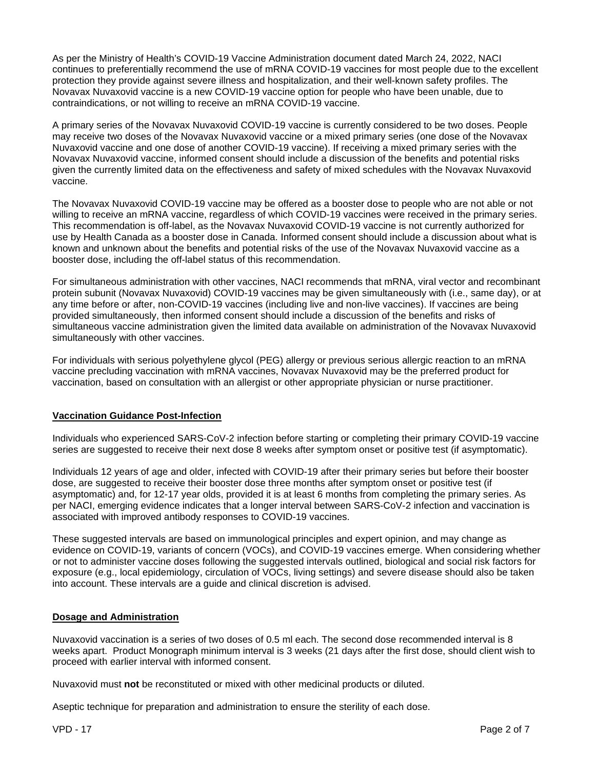As per the Ministry of Health's COVID-19 Vaccine Administration document dated March 24, 2022, NACI continues to preferentially recommend the use of mRNA COVID-19 vaccines for most people due to the excellent protection they provide against severe illness and hospitalization, and their well-known safety profiles. The Novavax Nuvaxovid vaccine is a new COVID-19 vaccine option for people who have been unable, due to contraindications, or not willing to receive an mRNA COVID-19 vaccine.

A primary series of the Novavax Nuvaxovid COVID-19 vaccine is currently considered to be two doses. People may receive two doses of the Novavax Nuvaxovid vaccine or a mixed primary series (one dose of the Novavax Nuvaxovid vaccine and one dose of another COVID-19 vaccine). If receiving a mixed primary series with the Novavax Nuvaxovid vaccine, informed consent should include a discussion of the benefits and potential risks given the currently limited data on the effectiveness and safety of mixed schedules with the Novavax Nuvaxovid vaccine.

The Novavax Nuvaxovid COVID-19 vaccine may be offered as a booster dose to people who are not able or not willing to receive an mRNA vaccine, regardless of which COVID-19 vaccines were received in the primary series. This recommendation is off-label, as the Novavax Nuvaxovid COVID-19 vaccine is not currently authorized for use by Health Canada as a booster dose in Canada. Informed consent should include a discussion about what is known and unknown about the benefits and potential risks of the use of the Novavax Nuvaxovid vaccine as a booster dose, including the off-label status of this recommendation.

For simultaneous administration with other vaccines, NACI recommends that mRNA, viral vector and recombinant protein subunit (Novavax Nuvaxovid) COVID-19 vaccines may be given simultaneously with (i.e., same day), or at any time before or after, non-COVID-19 vaccines (including live and non-live vaccines). If vaccines are being provided simultaneously, then informed consent should include a discussion of the benefits and risks of simultaneous vaccine administration given the limited data available on administration of the Novavax Nuvaxovid simultaneously with other vaccines.

For individuals with serious polyethylene glycol (PEG) allergy or previous serious allergic reaction to an mRNA vaccine precluding vaccination with mRNA vaccines, Novavax Nuvaxovid may be the preferred product for vaccination, based on consultation with an allergist or other appropriate physician or nurse practitioner.

## Vaccination Guidance Post-Infection

Individuals who experienced SARS-CoV-2 infection before starting or completing their primary COVID-19 vaccine series are suggested to receive their next dose 8 weeks after symptom onset or positive test (if asymptomatic).

Individuals 12 years of age and older, infected with COVID-19 after their primary series but before their booster dose, are suggested to receive their booster dose three months after symptom onset or positive test (if asymptomatic) and, for 12-17 year olds, provided it is at least 6 months from completing the primary series. As per NACI, emerging evidence indicates that a longer interval between SARS-CoV-2 infection and vaccination is associated with improved antibody responses to COVID-19 vaccines.

These suggested intervals are based on immunological principles and expert opinion, and may change as evidence on COVID-19, variants of concern (VOCs), and COVID-19 vaccines emerge. When considering whether or not to administer vaccine doses following the suggested intervals outlined, biological and social risk factors for exposure (e.g., local epidemiology, circulation of VOCs, living settings) and severe disease should also be taken into account. These intervals are a guide and clinical discretion is advised.

## Dosage and Administration

Nuvaxovid vaccination is a series of two doses of 0.5 ml each. The second dose recommended interval is 8 weeks apart. Product Monograph minimum interval is 3 weeks (21 days after the first dose, should client wish to proceed with earlier interval with informed consent.

Nuvaxovid must **not** be reconstituted or mixed with other medicinal products or diluted.

Aseptic technique for preparation and administration to ensure the sterility of each dose.

VPD - 17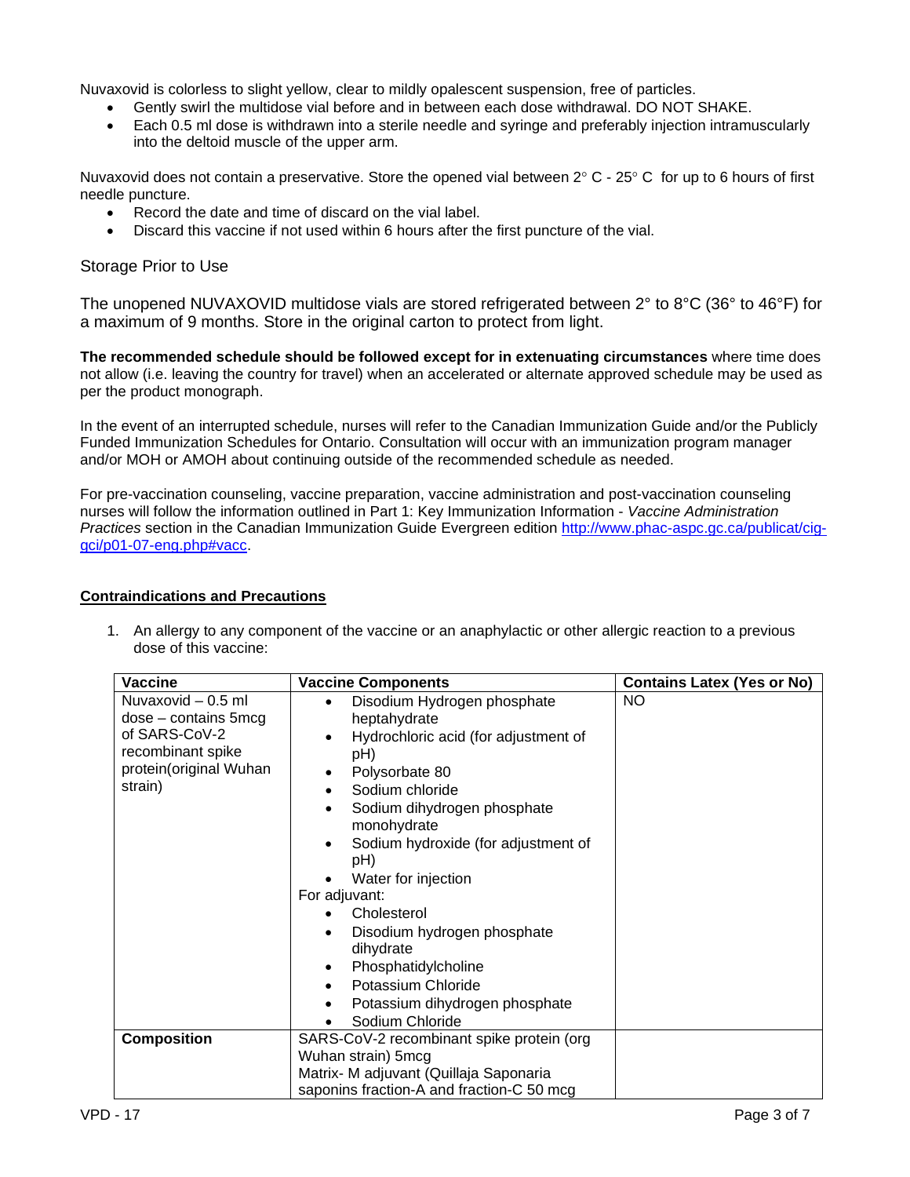Nuvaxovid is colorless to slight yellow, clear to mildly opalescent suspension, free of particles.

- Gently swirl the multidose vial before and in between each dose withdrawal. DO NOT SHAKE.
- Each 0.5 ml dose is withdrawn into a sterile needle and syringe and preferably injection intramuscularly into the deltoid muscle of the upper arm.

Nuvaxovid does not contain a preservative. Store the opened vial between 2° C - 25° C for up to 6 hours of first needle puncture.

- Record the date and time of discard on the vial label.
- Discard this vaccine if not used within 6 hours after the first puncture of the vial.

### Storage Prior to Use

The unopened NUVAXOVID multidose vials are stored refrigerated between 2° to 8°C (36° to 46°F) for a maximum of 9 months. Store in the original carton to protect from light.

**The recommended schedule should be followed except for in extenuating circumstances** where time does not allow (i.e. leaving the country for travel) when an accelerated or alternate approved schedule may be used as per the product monograph.

In the event of an interrupted schedule, nurses will refer to the Canadian Immunization Guide and/or the Publicly Funded Immunization Schedules for Ontario. Consultation will occur with an immunization program manager and/or MOH or AMOH about continuing outside of the recommended schedule as needed.

For pre-vaccination counseling, vaccine preparation, vaccine administration and post-vaccination counseling nurses will follow the information outlined in Part 1: Key Immunization Information - *Vaccine Administration Practices* section in the Canadian Immunization Guide Evergreen edition http://www.phac-aspc.gc.ca/publicat/cig-gci/p01-07-eng.php#vacc.

## Contraindications and Precautions

1. An allergy to any component of the vaccine or an anaphylactic or other allergic reaction to a previous dose of this vaccine:

| Vaccine | Vaccine Components | Contains Latex (Yes or No) |
|---|---|---|
| Nuvaxovid – 0.5 ml dose – contains 5mcg of SARS-CoV-2 recombinant spike protein(original Wuhan strain) | • Disodium Hydrogen phosphate heptahydrate<br>• Hydrochloric acid (for adjustment of pH)<br>• Polysorbate 80<br>• Sodium chloride<br>• Sodium dihydrogen phosphate monohydrate<br>• Sodium hydroxide (for adjustment of pH)<br>• Water for injection<br>For adjuvant:<br>• Cholesterol<br>• Disodium hydrogen phosphate dihydrate<br>• Phosphatidylcholine<br>• Potassium Chloride<br>• Potassium dihydrogen phosphate<br>• Sodium Chloride | NO |
| **Composition** | SARS-CoV-2 recombinant spike protein (org Wuhan strain) 5mcg<br>Matrix- M adjuvant (Quillaja Saponaria saponins fraction-A and fraction-C 50 mcg | |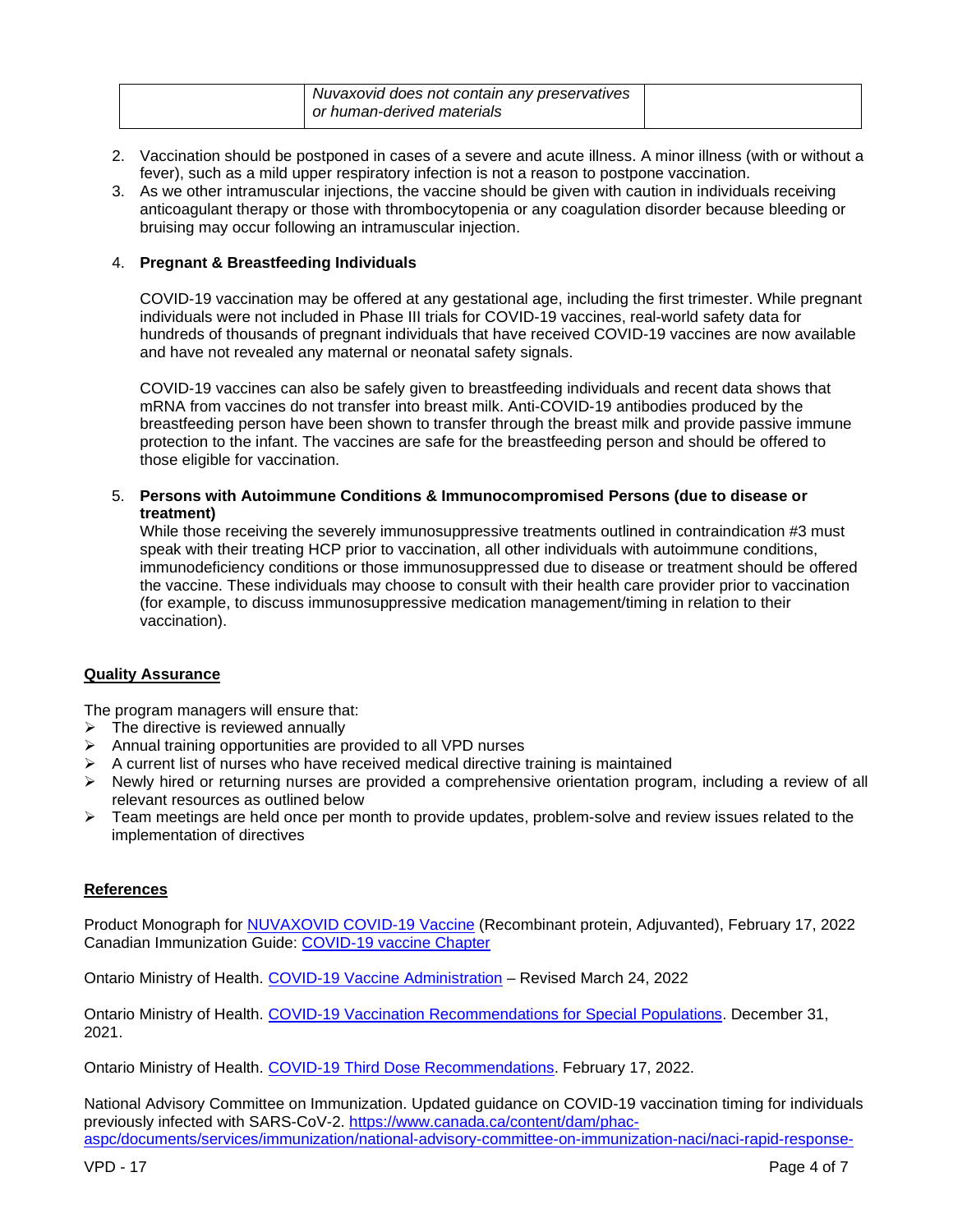| | *Nuvaxovid does not contain any preservatives or human-derived materials* | |
|---|---|---|

2. Vaccination should be postponed in cases of a severe and acute illness. A minor illness (with or without a fever), such as a mild upper respiratory infection is not a reason to postpone vaccination.
3. As we other intramuscular injections, the vaccine should be given with caution in individuals receiving anticoagulant therapy or those with thrombocytopenia or any coagulation disorder because bleeding or bruising may occur following an intramuscular injection.
4. **Pregnant & Breastfeeding Individuals**

   COVID-19 vaccination may be offered at any gestational age, including the first trimester. While pregnant individuals were not included in Phase III trials for COVID-19 vaccines, real-world safety data for hundreds of thousands of pregnant individuals that have received COVID-19 vaccines are now available and have not revealed any maternal or neonatal safety signals.

   COVID-19 vaccines can also be safely given to breastfeeding individuals and recent data shows that mRNA from vaccines do not transfer into breast milk. Anti-COVID-19 antibodies produced by the breastfeeding person have been shown to transfer through the breast milk and provide passive immune protection to the infant. The vaccines are safe for the breastfeeding person and should be offered to those eligible for vaccination.

5. **Persons with Autoimmune Conditions & Immunocompromised Persons (due to disease or treatment)**
   While those receiving the severely immunosuppressive treatments outlined in contraindication #3 must speak with their treating HCP prior to vaccination, all other individuals with autoimmune conditions, immunodeficiency conditions or those immunosuppressed due to disease or treatment should be offered the vaccine. These individuals may choose to consult with their health care provider prior to vaccination (for example, to discuss immunosuppressive medication management/timing in relation to their vaccination).

## Quality Assurance

The program managers will ensure that:

- The directive is reviewed annually
- Annual training opportunities are provided to all VPD nurses
- A current list of nurses who have received medical directive training is maintained
- Newly hired or returning nurses are provided a comprehensive orientation program, including a review of all relevant resources as outlined below
- Team meetings are held once per month to provide updates, problem-solve and review issues related to the implementation of directives

## References

Product Monograph for NUVAXOVID COVID-19 Vaccine (Recombinant protein, Adjuvanted), February 17, 2022
Canadian Immunization Guide: COVID-19 vaccine Chapter

Ontario Ministry of Health. COVID-19 Vaccine Administration – Revised March 24, 2022

Ontario Ministry of Health. COVID-19 Vaccination Recommendations for Special Populations. December 31, 2021.

Ontario Ministry of Health. COVID-19 Third Dose Recommendations. February 17, 2022.

National Advisory Committee on Immunization. Updated guidance on COVID-19 vaccination timing for individuals previously infected with SARS-CoV-2. https://www.canada.ca/content/dam/phac-aspc/documents/services/immunization/national-advisory-committee-on-immunization-naci/naci-rapid-response-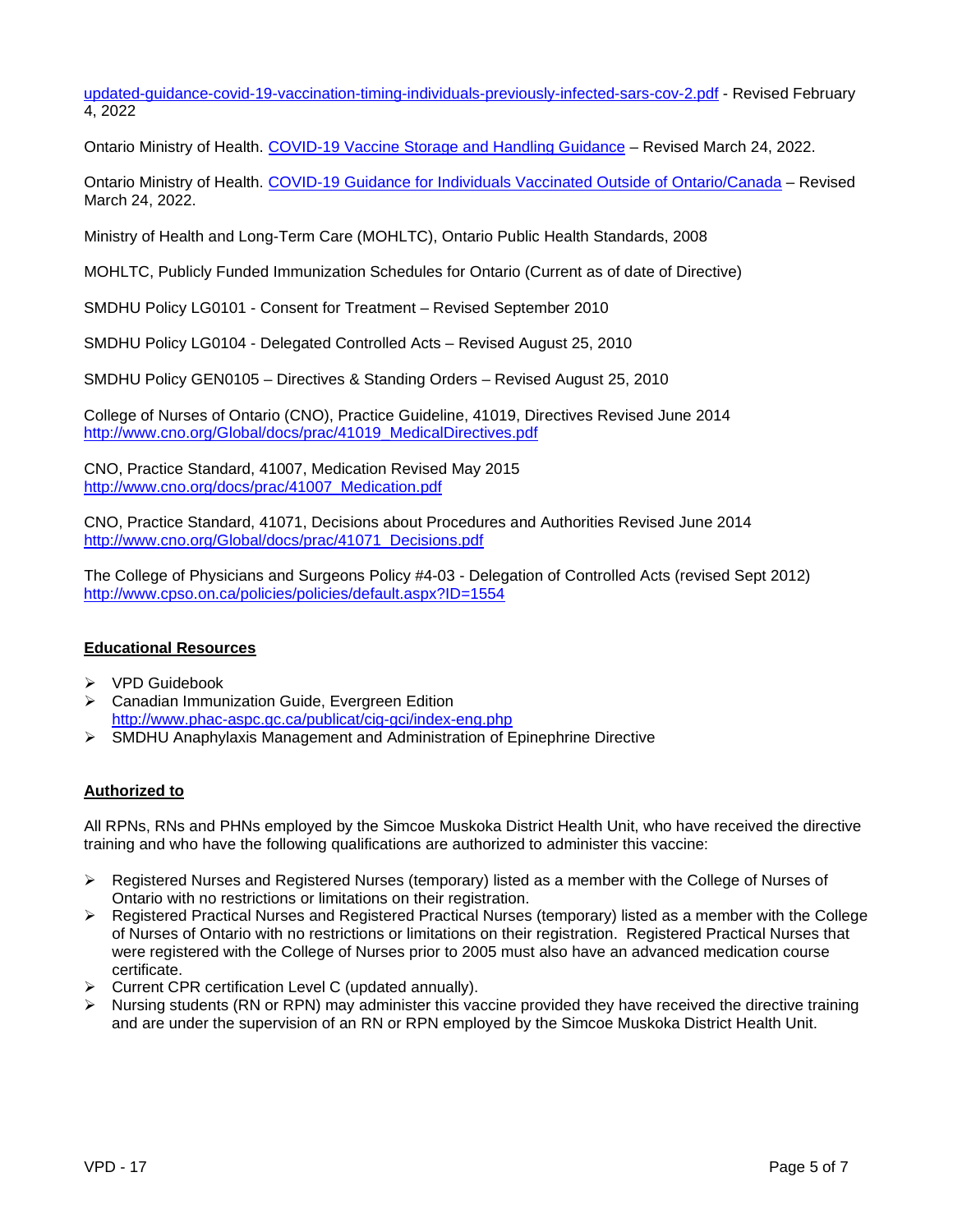[updated-guidance-covid-19-vaccination-timing-individuals-previously-infected-sars-cov-2.pdf](updated-guidance-covid-19-vaccination-timing-individuals-previously-infected-sars-cov-2.pdf) - Revised February 4, 2022

Ontario Ministry of Health. COVID-19 Vaccine Storage and Handling Guidance – Revised March 24, 2022.

Ontario Ministry of Health. COVID-19 Guidance for Individuals Vaccinated Outside of Ontario/Canada – Revised March 24, 2022.

Ministry of Health and Long-Term Care (MOHLTC), Ontario Public Health Standards, 2008

MOHLTC, Publicly Funded Immunization Schedules for Ontario (Current as of date of Directive)

SMDHU Policy LG0101 - Consent for Treatment – Revised September 2010

SMDHU Policy LG0104 - Delegated Controlled Acts – Revised August 25, 2010

SMDHU Policy GEN0105 – Directives & Standing Orders – Revised August 25, 2010

College of Nurses of Ontario (CNO), Practice Guideline, 41019, Directives Revised June 2014
http://www.cno.org/Global/docs/prac/41019_MedicalDirectives.pdf

CNO, Practice Standard, 41007, Medication Revised May 2015
http://www.cno.org/docs/prac/41007_Medication.pdf

CNO, Practice Standard, 41071, Decisions about Procedures and Authorities Revised June 2014
http://www.cno.org/Global/docs/prac/41071_Decisions.pdf

The College of Physicians and Surgeons Policy #4-03 - Delegation of Controlled Acts (revised Sept 2012)
http://www.cpso.on.ca/policies/policies/default.aspx?ID=1554

**Educational Resources**

- VPD Guidebook
- Canadian Immunization Guide, Evergreen Edition
  http://www.phac-aspc.gc.ca/publicat/cig-gci/index-eng.php
- SMDHU Anaphylaxis Management and Administration of Epinephrine Directive

**Authorized to**

All RPNs, RNs and PHNs employed by the Simcoe Muskoka District Health Unit, who have received the directive training and who have the following qualifications are authorized to administer this vaccine:

- Registered Nurses and Registered Nurses (temporary) listed as a member with the College of Nurses of Ontario with no restrictions or limitations on their registration.
- Registered Practical Nurses and Registered Practical Nurses (temporary) listed as a member with the College of Nurses of Ontario with no restrictions or limitations on their registration. Registered Practical Nurses that were registered with the College of Nurses prior to 2005 must also have an advanced medication course certificate.
- Current CPR certification Level C (updated annually).
- Nursing students (RN or RPN) may administer this vaccine provided they have received the directive training and are under the supervision of an RN or RPN employed by the Simcoe Muskoka District Health Unit.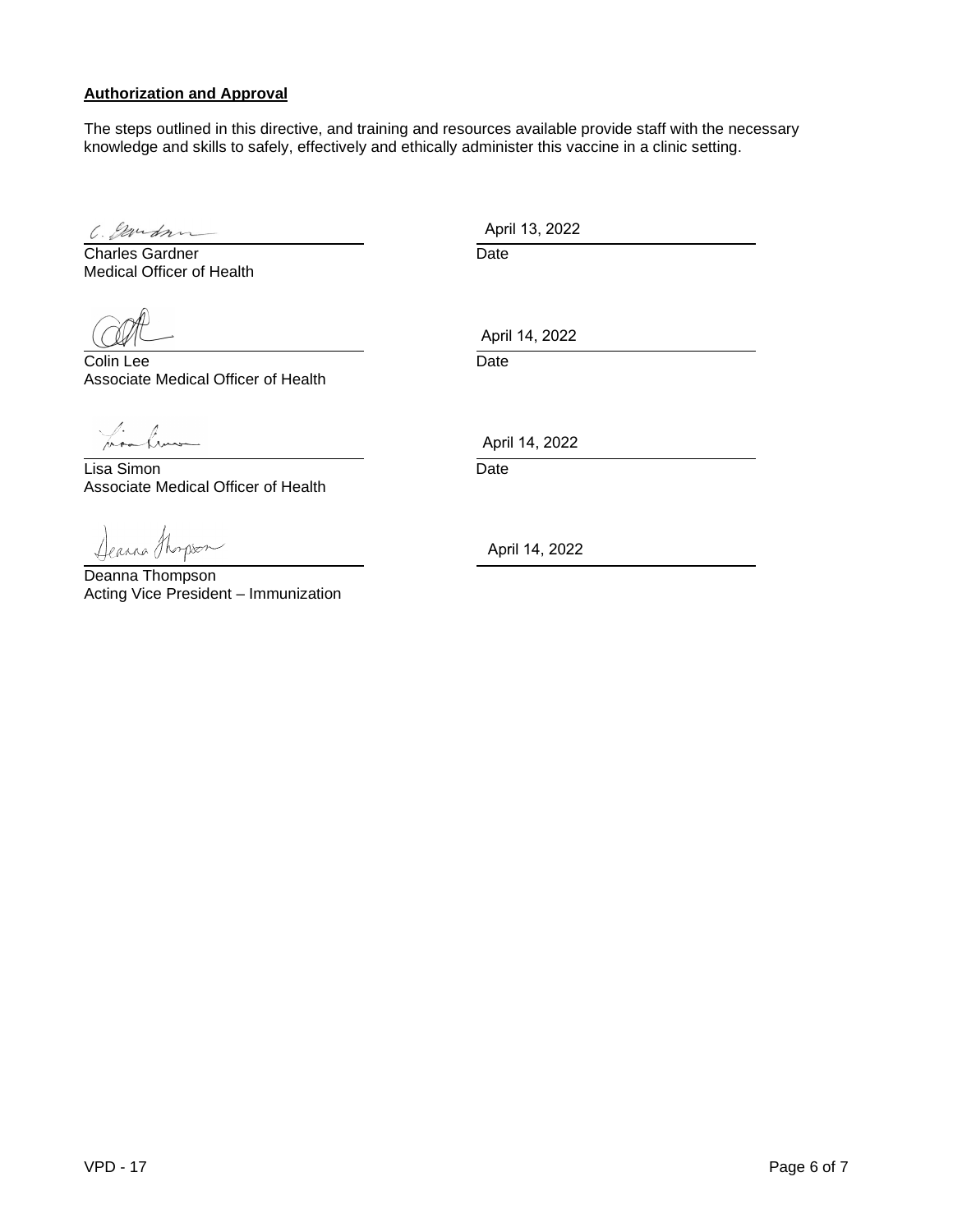**Authorization and Approval**

The steps outlined in this directive, and training and resources available provide staff with the necessary knowledge and skills to safely, effectively and ethically administer this vaccine in a clinic setting.

| | |
|---|---|
| Charles Gardner<br>Medical Officer of Health | April 13, 2022<br>Date |
| Colin Lee<br>Associate Medical Officer of Health | April 14, 2022<br>Date |
| Lisa Simon<br>Associate Medical Officer of Health | April 14, 2022<br>Date |
| Deanna Thompson<br>Acting Vice President – Immunization | April 14, 2022 |

VPD - 17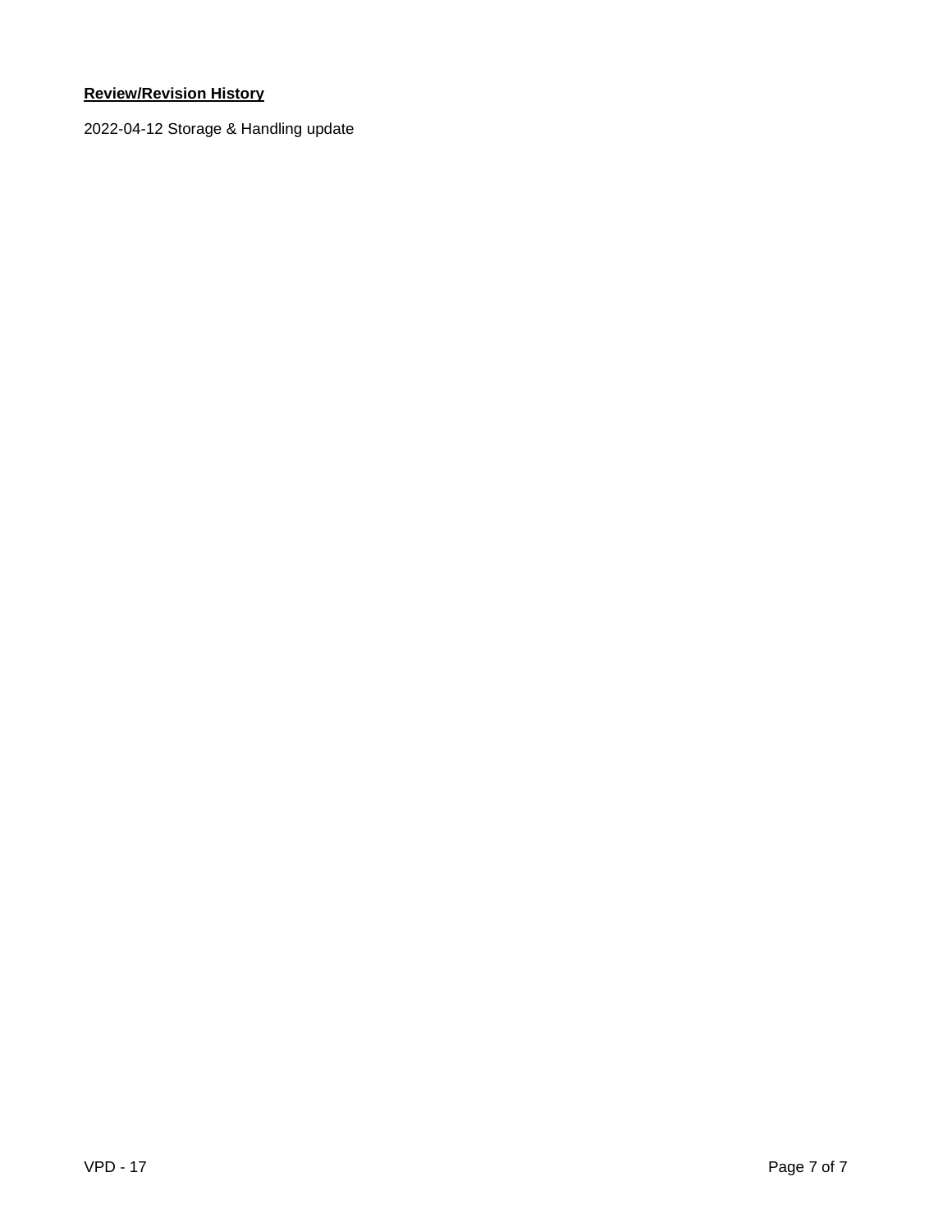**Review/Revision History**

2022-04-12 Storage & Handling update